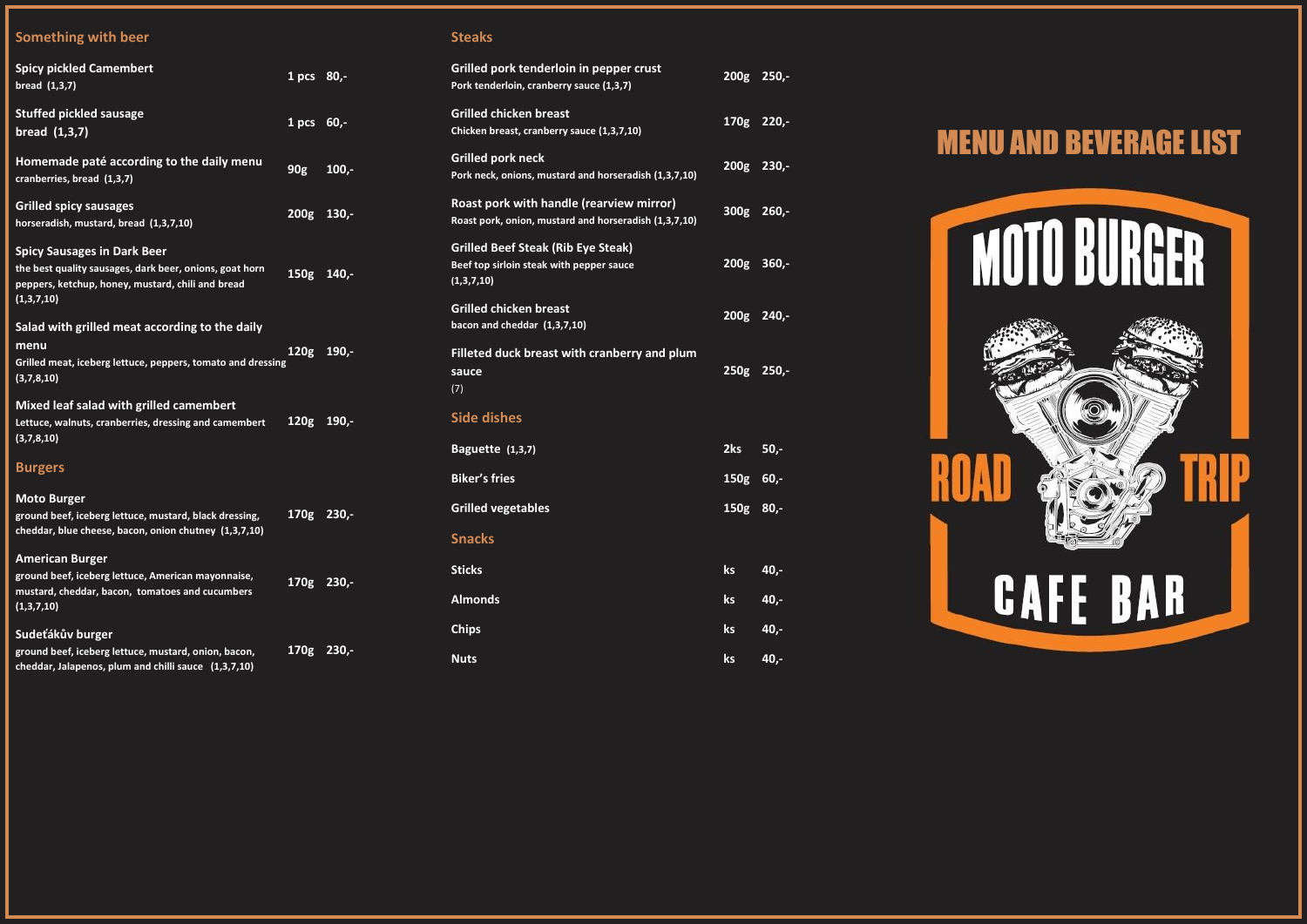## Something with beer

| Item | Portion | Price |
|---|---|---|
| **Spicy pickled Camembert**<br>bread (1,3,7) | 1 pcs | 80,- |
| **Stuffed pickled sausage**<br>bread (1,3,7) | 1 pcs | 60,- |
| **Homemade paté according to the daily menu**<br>cranberries, bread (1,3,7) | 90g | 100,- |
| **Grilled spicy sausages**<br>horseradish, mustard, bread (1,3,7,10) | 200g | 130,- |
| **Spicy Sausages in Dark Beer**<br>the best quality sausages, dark beer, onions, goat horn peppers, ketchup, honey, mustard, chili and bread (1,3,7,10) | 150g | 140,- |
| **Salad with grilled meat according to the daily menu**<br>Grilled meat, iceberg lettuce, peppers, tomato and dressing (3,7,8,10) | 120g | 190,- |
| **Mixed leaf salad with grilled camembert**<br>Lettuce, walnuts, cranberries, dressing and camembert (3,7,8,10) | 120g | 190,- |

## Burgers

| Item | Portion | Price |
|---|---|---|
| **Moto Burger**<br>ground beef, iceberg lettuce, mustard, black dressing, cheddar, blue cheese, bacon, onion chutney (1,3,7,10) | 170g | 230,- |
| **American Burger**<br>ground beef, iceberg lettuce, American mayonnaise, mustard, cheddar, bacon, tomatoes and cucumbers (1,3,7,10) | 170g | 230,- |
| **Sudeťákův burger**<br>ground beef, iceberg lettuce, mustard, onion, bacon, cheddar, Jalapenos, plum and chilli sauce (1,3,7,10) | 170g | 230,- |

## Steaks

| Item | Portion | Price |
|---|---|---|
| **Grilled pork tenderloin in pepper crust**<br>Pork tenderloin, cranberry sauce (1,3,7) | 200g | 250,- |
| **Grilled chicken breast**<br>Chicken breast, cranberry sauce (1,3,7,10) | 170g | 220,- |
| **Grilled pork neck**<br>Pork neck, onions, mustard and horseradish (1,3,7,10) | 200g | 230,- |
| **Roast pork with handle (rearview mirror)**<br>Roast pork, onion, mustard and horseradish (1,3,7,10) | 300g | 260,- |
| **Grilled Beef Steak (Rib Eye Steak)**<br>Beef top sirloin steak with pepper sauce (1,3,7,10) | 200g | 360,- |
| **Grilled chicken breast**<br>bacon and cheddar (1,3,7,10) | 200g | 240,- |
| **Filleted duck breast with cranberry and plum sauce**<br>(7) | 250g | 250,- |

## Side dishes

| Item | Portion | Price |
|---|---|---|
| **Baguette** (1,3,7) | 2ks | 50,- |
| **Biker's fries** | 150g | 60,- |
| **Grilled vegetables** | 150g | 80,- |

## Snacks

| Item | Portion | Price |
|---|---|---|
| **Sticks** | ks | 40,- |
| **Almonds** | ks | 40,- |
| **Chips** | ks | 40,- |
| **Nuts** | ks | 40,- |

# MENU AND BEVERAGE LIST

**MOTO BURGER**

**ROAD TRIP**

**CAFE BAR**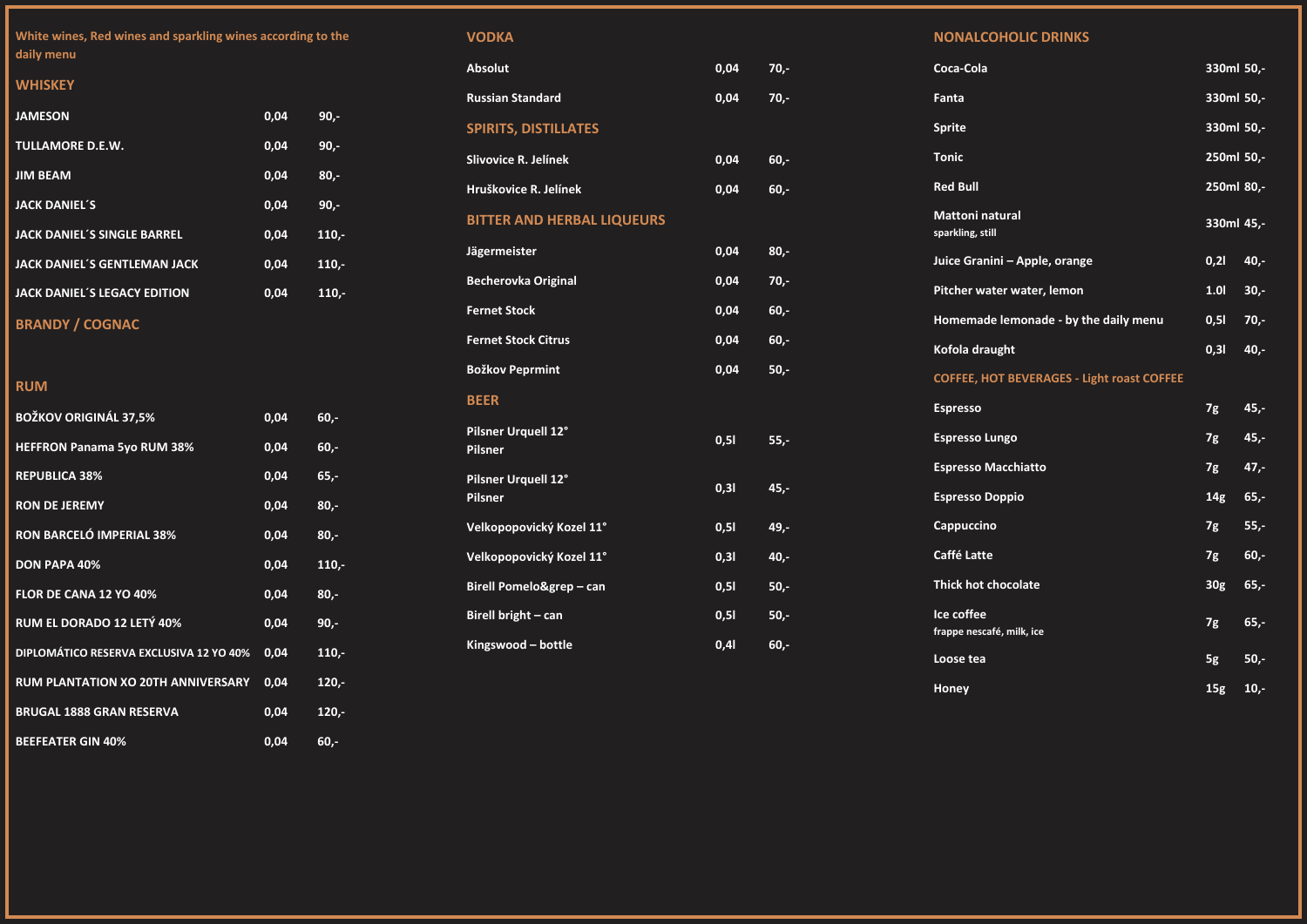White wines, Red wines and sparkling wines according to the daily menu

## WHISKEY

| | | |
|---|---|---|
| JAMESON | 0,04 | 90,- |
| TULLAMORE D.E.W. | 0,04 | 90,- |
| JIM BEAM | 0,04 | 80,- |
| JACK DANIEL´S | 0,04 | 90,- |
| JACK DANIEL´S SINGLE BARREL | 0,04 | 110,- |
| JACK DANIEL´S GENTLEMAN JACK | 0,04 | 110,- |
| JACK DANIEL´S LEGACY EDITION | 0,04 | 110,- |

## BRANDY / COGNAC

## RUM

| | | |
|---|---|---|
| BOŽKOV ORIGINÁL 37,5% | 0,04 | 60,- |
| HEFFRON Panama 5yo RUM 38% | 0,04 | 60,- |
| REPUBLICA 38% | 0,04 | 65,- |
| RON DE JEREMY | 0,04 | 80,- |
| RON BARCELÓ IMPERIAL 38% | 0,04 | 80,- |
| DON PAPA 40% | 0,04 | 110,- |
| FLOR DE CANA 12 YO 40% | 0,04 | 80,- |
| RUM EL DORADO 12 LETÝ 40% | 0,04 | 90,- |
| DIPLOMÁTICO RESERVA EXCLUSIVA 12 YO 40% | 0,04 | 110,- |
| RUM PLANTATION XO 20TH ANNIVERSARY | 0,04 | 120,- |
| BRUGAL 1888 GRAN RESERVA | 0,04 | 120,- |
| BEEFEATER GIN 40% | 0,04 | 60,- |

## VODKA

| | | |
|---|---|---|
| Absolut | 0,04 | 70,- |
| Russian Standard | 0,04 | 70,- |

## SPIRITS, DISTILLATES

| | | |
|---|---|---|
| Slivovice R. Jelínek | 0,04 | 60,- |
| Hruškovice R. Jelínek | 0,04 | 60,- |

## BITTER AND HERBAL LIQUEURS

| | | |
|---|---|---|
| Jägermeister | 0,04 | 80,- |
| Becherovka Original | 0,04 | 70,- |
| Fernet Stock | 0,04 | 60,- |
| Fernet Stock Citrus | 0,04 | 60,- |
| Božkov Peprmint | 0,04 | 50,- |

## BEER

| | | |
|---|---|---|
| Pilsner Urquell 12° Pilsner | 0,5l | 55,- |
| Pilsner Urquell 12° Pilsner | 0,3l | 45,- |
| Velkopopovický Kozel 11° | 0,5l | 49,- |
| Velkopopovický Kozel 11° | 0,3l | 40,- |
| Birell Pomelo&grep – can | 0,5l | 50,- |
| Birell bright – can | 0,5l | 50,- |
| Kingswood – bottle | 0,4l | 60,- |

## NONALCOHOLIC DRINKS

| | | |
|---|---|---|
| Coca-Cola | 330ml | 50,- |
| Fanta | 330ml | 50,- |
| Sprite | 330ml | 50,- |
| Tonic | 250ml | 50,- |
| Red Bull | 250ml | 80,- |
| Mattoni natural sparkling, still | 330ml | 45,- |
| Juice Granini – Apple, orange | 0,2l | 40,- |
| Pitcher water water, lemon | 1.0l | 30,- |
| Homemade lemonade - by the daily menu | 0,5l | 70,- |
| Kofola draught | 0,3l | 40,- |

## COFFEE, HOT BEVERAGES - Light roast COFFEE

| | | |
|---|---|---|
| Espresso | 7g | 45,- |
| Espresso Lungo | 7g | 45,- |
| Espresso Macchiatto | 7g | 47,- |
| Espresso Doppio | 14g | 65,- |
| Cappuccino | 7g | 55,- |
| Caffé Latte | 7g | 60,- |
| Thick hot chocolate | 30g | 65,- |
| Ice coffee frappe nescafé, milk, ice | 7g | 65,- |
| Loose tea | 5g | 50,- |
| Honey | 15g | 10,- |